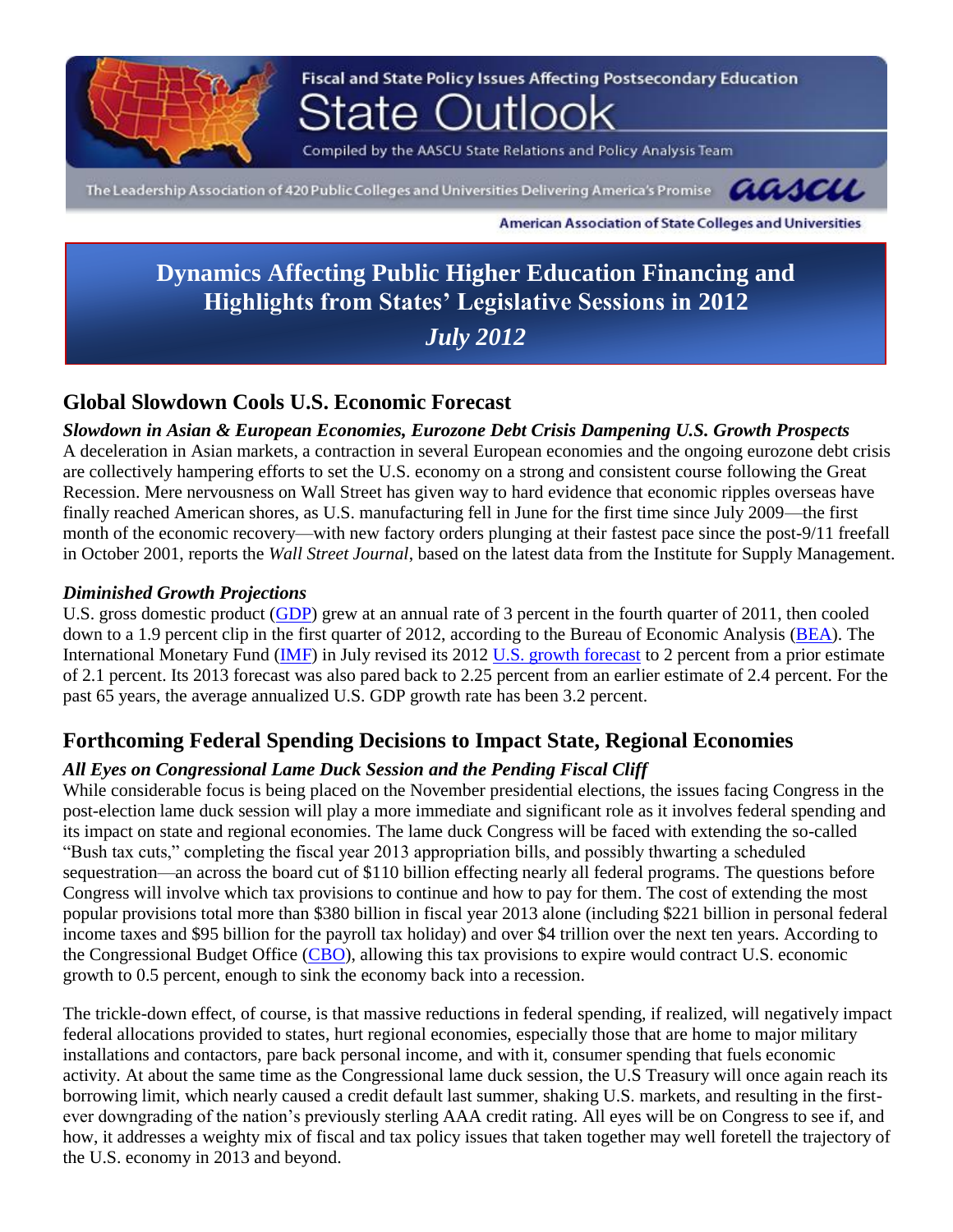Fiscal and State Policy Issues Affecting Postsecondary Education

# State Outlook

Compiled by the AASCU State Relations and Policy Analysis Team

The Leadership Association of 420 Public Colleges and Universities Delivering America's Promise

American Association of State Colleges and Universities

## Dynamics Affecting Public Higher Education Financing and Highlights from States' Legislative Sessions in 2012

***July 2012***

## Global Slowdown Cools U.S. Economic Forecast

***Slowdown in Asian & European Economies, Eurozone Debt Crisis Dampening U.S. Growth Prospects***

A deceleration in Asian markets, a contraction in several European economies and the ongoing eurozone debt crisis are collectively hampering efforts to set the U.S. economy on a strong and consistent course following the Great Recession. Mere nervousness on Wall Street has given way to hard evidence that economic ripples overseas have finally reached American shores, as U.S. manufacturing fell in June for the first time since July 2009—the first month of the economic recovery—with new factory orders plunging at their fastest pace since the post-9/11 freefall in October 2001, reports the *Wall Street Journal*, based on the latest data from the Institute for Supply Management.

***Diminished Growth Projections***

U.S. gross domestic product (GDP) grew at an annual rate of 3 percent in the fourth quarter of 2011, then cooled down to a 1.9 percent clip in the first quarter of 2012, according to the Bureau of Economic Analysis (BEA). The International Monetary Fund (IMF) in July revised its 2012 U.S. growth forecast to 2 percent from a prior estimate of 2.1 percent. Its 2013 forecast was also pared back to 2.25 percent from an earlier estimate of 2.4 percent. For the past 65 years, the average annualized U.S. GDP growth rate has been 3.2 percent.

## Forthcoming Federal Spending Decisions to Impact State, Regional Economies

***All Eyes on Congressional Lame Duck Session and the Pending Fiscal Cliff***

While considerable focus is being placed on the November presidential elections, the issues facing Congress in the post-election lame duck session will play a more immediate and significant role as it involves federal spending and its impact on state and regional economies. The lame duck Congress will be faced with extending the so-called "Bush tax cuts," completing the fiscal year 2013 appropriation bills, and possibly thwarting a scheduled sequestration—an across the board cut of $110 billion effecting nearly all federal programs. The questions before Congress will involve which tax provisions to continue and how to pay for them. The cost of extending the most popular provisions total more than $380 billion in fiscal year 2013 alone (including $221 billion in personal federal income taxes and $95 billion for the payroll tax holiday) and over $4 trillion over the next ten years. According to the Congressional Budget Office (CBO), allowing this tax provisions to expire would contract U.S. economic growth to 0.5 percent, enough to sink the economy back into a recession.

The trickle-down effect, of course, is that massive reductions in federal spending, if realized, will negatively impact federal allocations provided to states, hurt regional economies, especially those that are home to major military installations and contactors, pare back personal income, and with it, consumer spending that fuels economic activity. At about the same time as the Congressional lame duck session, the U.S Treasury will once again reach its borrowing limit, which nearly caused a credit default last summer, shaking U.S. markets, and resulting in the first-ever downgrading of the nation's previously sterling AAA credit rating. All eyes will be on Congress to see if, and how, it addresses a weighty mix of fiscal and tax policy issues that taken together may well foretell the trajectory of the U.S. economy in 2013 and beyond.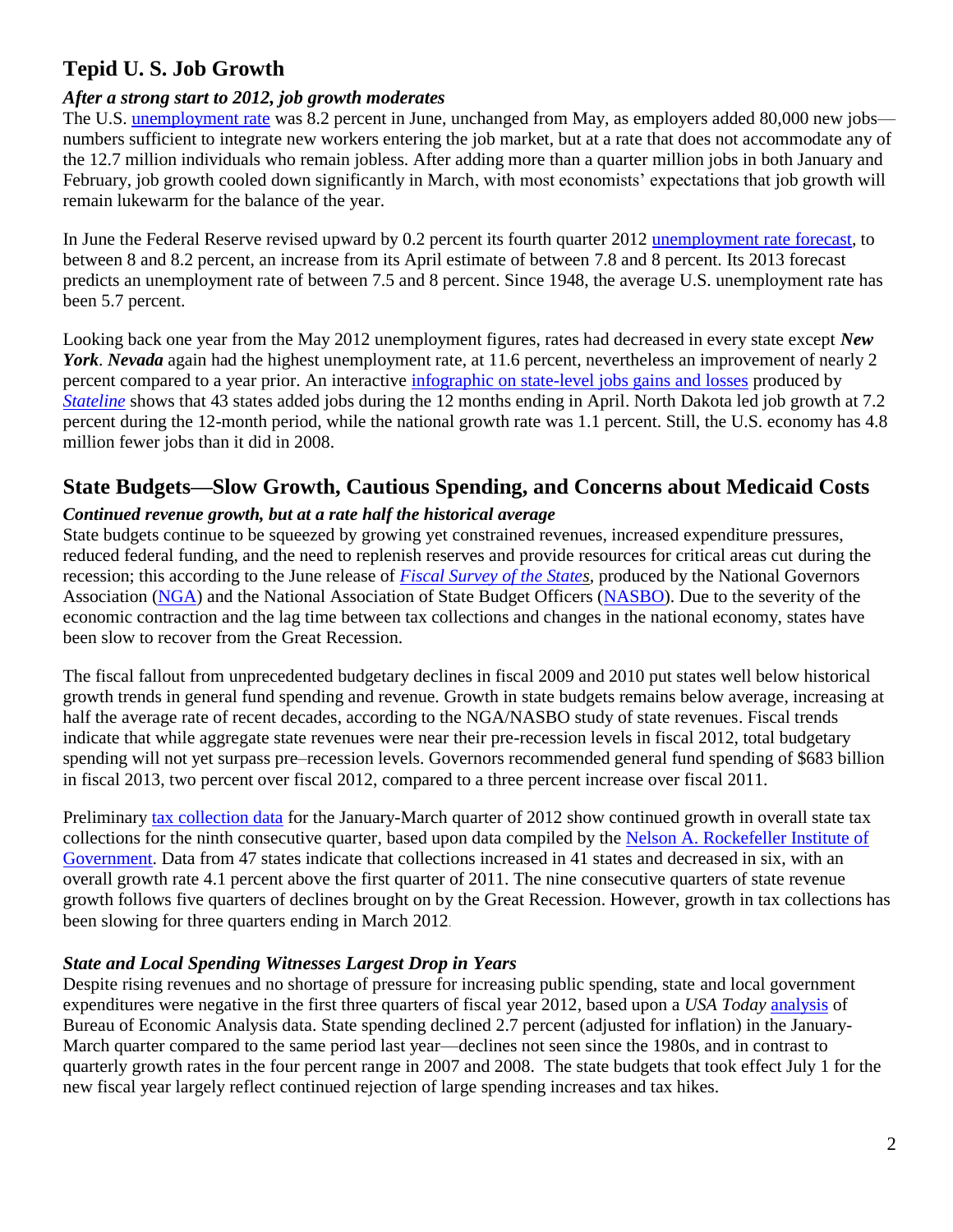## Tepid U. S. Job Growth

### *After a strong start to 2012, job growth moderates*

The U.S. unemployment rate was 8.2 percent in June, unchanged from May, as employers added 80,000 new jobs—numbers sufficient to integrate new workers entering the job market, but at a rate that does not accommodate any of the 12.7 million individuals who remain jobless. After adding more than a quarter million jobs in both January and February, job growth cooled down significantly in March, with most economists' expectations that job growth will remain lukewarm for the balance of the year.

In June the Federal Reserve revised upward by 0.2 percent its fourth quarter 2012 unemployment rate forecast, to between 8 and 8.2 percent, an increase from its April estimate of between 7.8 and 8 percent. Its 2013 forecast predicts an unemployment rate of between 7.5 and 8 percent. Since 1948, the average U.S. unemployment rate has been 5.7 percent.

Looking back one year from the May 2012 unemployment figures, rates had decreased in every state except ***New York***. ***Nevada*** again had the highest unemployment rate, at 11.6 percent, nevertheless an improvement of nearly 2 percent compared to a year prior. An interactive infographic on state-level jobs gains and losses produced by *Stateline* shows that 43 states added jobs during the 12 months ending in April. North Dakota led job growth at 7.2 percent during the 12-month period, while the national growth rate was 1.1 percent. Still, the U.S. economy has 4.8 million fewer jobs than it did in 2008.

## State Budgets—Slow Growth, Cautious Spending, and Concerns about Medicaid Costs

### *Continued revenue growth, but at a rate half the historical average*

State budgets continue to be squeezed by growing yet constrained revenues, increased expenditure pressures, reduced federal funding, and the need to replenish reserves and provide resources for critical areas cut during the recession; this according to the June release of *Fiscal Survey of the States*, produced by the National Governors Association (NGA) and the National Association of State Budget Officers (NASBO). Due to the severity of the economic contraction and the lag time between tax collections and changes in the national economy, states have been slow to recover from the Great Recession.

The fiscal fallout from unprecedented budgetary declines in fiscal 2009 and 2010 put states well below historical growth trends in general fund spending and revenue. Growth in state budgets remains below average, increasing at half the average rate of recent decades, according to the NGA/NASBO study of state revenues. Fiscal trends indicate that while aggregate state revenues were near their pre-recession levels in fiscal 2012, total budgetary spending will not yet surpass pre–recession levels. Governors recommended general fund spending of $683 billion in fiscal 2013, two percent over fiscal 2012, compared to a three percent increase over fiscal 2011.

Preliminary tax collection data for the January-March quarter of 2012 show continued growth in overall state tax collections for the ninth consecutive quarter, based upon data compiled by the Nelson A. Rockefeller Institute of Government. Data from 47 states indicate that collections increased in 41 states and decreased in six, with an overall growth rate 4.1 percent above the first quarter of 2011. The nine consecutive quarters of state revenue growth follows five quarters of declines brought on by the Great Recession. However, growth in tax collections has been slowing for three quarters ending in March 2012.

### *State and Local Spending Witnesses Largest Drop in Years*

Despite rising revenues and no shortage of pressure for increasing public spending, state and local government expenditures were negative in the first three quarters of fiscal year 2012, based upon a *USA Today* analysis of Bureau of Economic Analysis data. State spending declined 2.7 percent (adjusted for inflation) in the January-March quarter compared to the same period last year—declines not seen since the 1980s, and in contrast to quarterly growth rates in the four percent range in 2007 and 2008. The state budgets that took effect July 1 for the new fiscal year largely reflect continued rejection of large spending increases and tax hikes.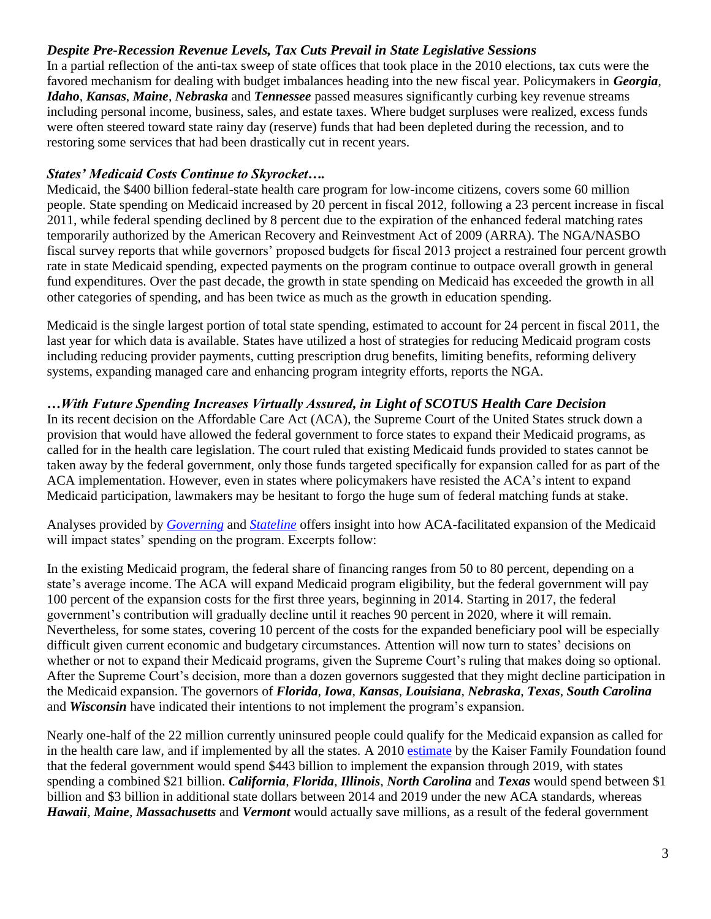### *Despite Pre-Recession Revenue Levels, Tax Cuts Prevail in State Legislative Sessions*

In a partial reflection of the anti-tax sweep of state offices that took place in the 2010 elections, tax cuts were the favored mechanism for dealing with budget imbalances heading into the new fiscal year. Policymakers in ***Georgia***, ***Idaho***, ***Kansas***, ***Maine***, ***Nebraska*** and ***Tennessee*** passed measures significantly curbing key revenue streams including personal income, business, sales, and estate taxes. Where budget surpluses were realized, excess funds were often steered toward state rainy day (reserve) funds that had been depleted during the recession, and to restoring some services that had been drastically cut in recent years.

### *States' Medicaid Costs Continue to Skyrocket….*

Medicaid, the $400 billion federal-state health care program for low-income citizens, covers some 60 million people. State spending on Medicaid increased by 20 percent in fiscal 2012, following a 23 percent increase in fiscal 2011, while federal spending declined by 8 percent due to the expiration of the enhanced federal matching rates temporarily authorized by the American Recovery and Reinvestment Act of 2009 (ARRA). The NGA/NASBO fiscal survey reports that while governors' proposed budgets for fiscal 2013 project a restrained four percent growth rate in state Medicaid spending, expected payments on the program continue to outpace overall growth in general fund expenditures. Over the past decade, the growth in state spending on Medicaid has exceeded the growth in all other categories of spending, and has been twice as much as the growth in education spending.

Medicaid is the single largest portion of total state spending, estimated to account for 24 percent in fiscal 2011, the last year for which data is available. States have utilized a host of strategies for reducing Medicaid program costs including reducing provider payments, cutting prescription drug benefits, limiting benefits, reforming delivery systems, expanding managed care and enhancing program integrity efforts, reports the NGA.

### *…With Future Spending Increases Virtually Assured, in Light of SCOTUS Health Care Decision*

In its recent decision on the Affordable Care Act (ACA), the Supreme Court of the United States struck down a provision that would have allowed the federal government to force states to expand their Medicaid programs, as called for in the health care legislation. The court ruled that existing Medicaid funds provided to states cannot be taken away by the federal government, only those funds targeted specifically for expansion called for as part of the ACA implementation. However, even in states where policymakers have resisted the ACA's intent to expand Medicaid participation, lawmakers may be hesitant to forgo the huge sum of federal matching funds at stake.

Analyses provided by *Governing* and *Stateline* offers insight into how ACA-facilitated expansion of the Medicaid will impact states' spending on the program. Excerpts follow:

In the existing Medicaid program, the federal share of financing ranges from 50 to 80 percent, depending on a state's average income. The ACA will expand Medicaid program eligibility, but the federal government will pay 100 percent of the expansion costs for the first three years, beginning in 2014. Starting in 2017, the federal government's contribution will gradually decline until it reaches 90 percent in 2020, where it will remain. Nevertheless, for some states, covering 10 percent of the costs for the expanded beneficiary pool will be especially difficult given current economic and budgetary circumstances. Attention will now turn to states' decisions on whether or not to expand their Medicaid programs, given the Supreme Court's ruling that makes doing so optional. After the Supreme Court's decision, more than a dozen governors suggested that they might decline participation in the Medicaid expansion. The governors of ***Florida***, ***Iowa***, ***Kansas***, ***Louisiana***, ***Nebraska***, ***Texas***, ***South Carolina*** and ***Wisconsin*** have indicated their intentions to not implement the program's expansion.

Nearly one-half of the 22 million currently uninsured people could qualify for the Medicaid expansion as called for in the health care law, and if implemented by all the states. A 2010 estimate by the Kaiser Family Foundation found that the federal government would spend $443 billion to implement the expansion through 2019, with states spending a combined $21 billion. ***California***, ***Florida***, ***Illinois***, ***North Carolina*** and ***Texas*** would spend between $1 billion and $3 billion in additional state dollars between 2014 and 2019 under the new ACA standards, whereas ***Hawaii***, ***Maine***, ***Massachusetts*** and ***Vermont*** would actually save millions, as a result of the federal government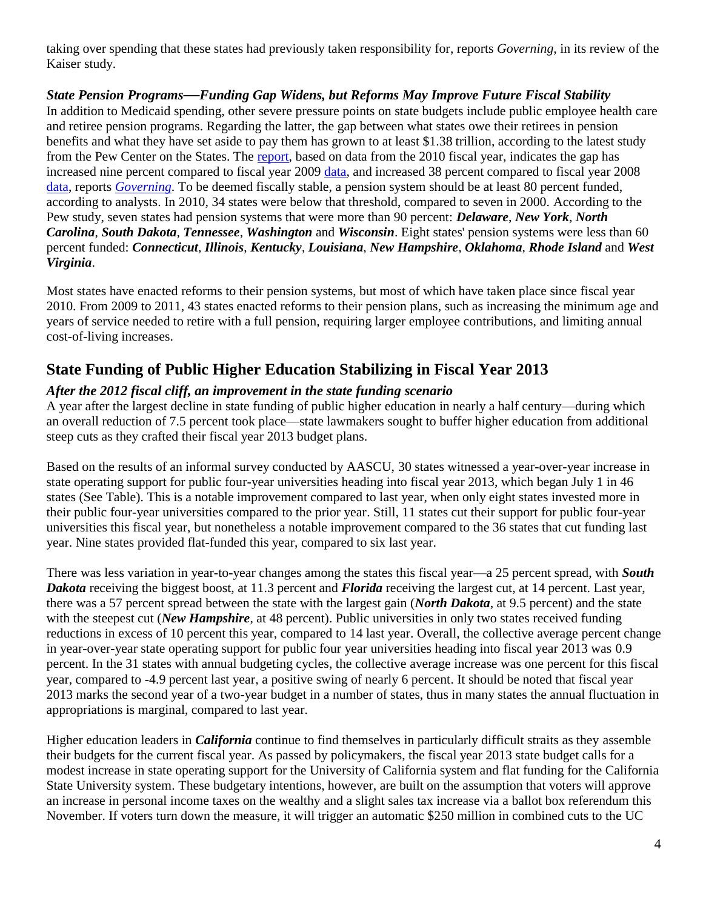taking over spending that these states had previously taken responsibility for, reports *Governing*, in its review of the Kaiser study.

***State Pension Programs—Funding Gap Widens, but Reforms May Improve Future Fiscal Stability***
In addition to Medicaid spending, other severe pressure points on state budgets include public employee health care and retiree pension programs. Regarding the latter, the gap between what states owe their retirees in pension benefits and what they have set aside to pay them has grown to at least $1.38 trillion, according to the latest study from the Pew Center on the States. The report, based on data from the 2010 fiscal year, indicates the gap has increased nine percent compared to fiscal year 2009 data, and increased 38 percent compared to fiscal year 2008 data, reports *Governing*. To be deemed fiscally stable, a pension system should be at least 80 percent funded, according to analysts. In 2010, 34 states were below that threshold, compared to seven in 2000. According to the Pew study, seven states had pension systems that were more than 90 percent: ***Delaware***, ***New York***, ***North Carolina***, ***South Dakota***, ***Tennessee***, ***Washington*** and ***Wisconsin***. Eight states' pension systems were less than 60 percent funded: ***Connecticut***, ***Illinois***, ***Kentucky***, ***Louisiana***, ***New Hampshire***, ***Oklahoma***, ***Rhode Island*** and ***West Virginia***.

Most states have enacted reforms to their pension systems, but most of which have taken place since fiscal year 2010. From 2009 to 2011, 43 states enacted reforms to their pension plans, such as increasing the minimum age and years of service needed to retire with a full pension, requiring larger employee contributions, and limiting annual cost-of-living increases.

## State Funding of Public Higher Education Stabilizing in Fiscal Year 2013

***After the 2012 fiscal cliff, an improvement in the state funding scenario***
A year after the largest decline in state funding of public higher education in nearly a half century—during which an overall reduction of 7.5 percent took place—state lawmakers sought to buffer higher education from additional steep cuts as they crafted their fiscal year 2013 budget plans.

Based on the results of an informal survey conducted by AASCU, 30 states witnessed a year-over-year increase in state operating support for public four-year universities heading into fiscal year 2013, which began July 1 in 46 states (See Table). This is a notable improvement compared to last year, when only eight states invested more in their public four-year universities compared to the prior year. Still, 11 states cut their support for public four-year universities this fiscal year, but nonetheless a notable improvement compared to the 36 states that cut funding last year. Nine states provided flat-funded this year, compared to six last year.

There was less variation in year-to-year changes among the states this fiscal year—a 25 percent spread, with ***South Dakota*** receiving the biggest boost, at 11.3 percent and ***Florida*** receiving the largest cut, at 14 percent. Last year, there was a 57 percent spread between the state with the largest gain (***North Dakota***, at 9.5 percent) and the state with the steepest cut (***New Hampshire***, at 48 percent). Public universities in only two states received funding reductions in excess of 10 percent this year, compared to 14 last year. Overall, the collective average percent change in year-over-year state operating support for public four year universities heading into fiscal year 2013 was 0.9 percent. In the 31 states with annual budgeting cycles, the collective average increase was one percent for this fiscal year, compared to -4.9 percent last year, a positive swing of nearly 6 percent. It should be noted that fiscal year 2013 marks the second year of a two-year budget in a number of states, thus in many states the annual fluctuation in appropriations is marginal, compared to last year.

Higher education leaders in ***California*** continue to find themselves in particularly difficult straits as they assemble their budgets for the current fiscal year. As passed by policymakers, the fiscal year 2013 state budget calls for a modest increase in state operating support for the University of California system and flat funding for the California State University system. These budgetary intentions, however, are built on the assumption that voters will approve an increase in personal income taxes on the wealthy and a slight sales tax increase via a ballot box referendum this November. If voters turn down the measure, it will trigger an automatic $250 million in combined cuts to the UC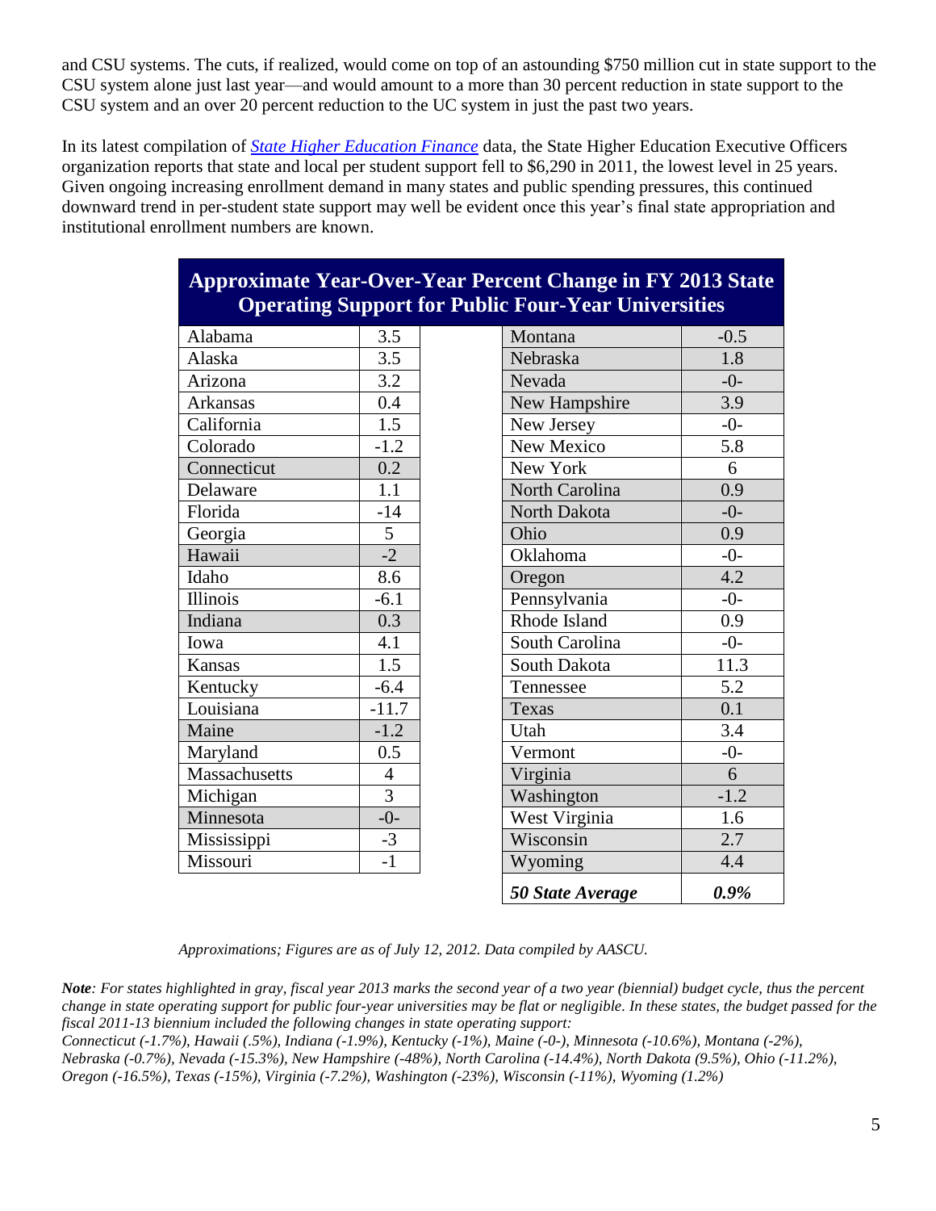and CSU systems. The cuts, if realized, would come on top of an astounding $750 million cut in state support to the CSU system alone just last year—and would amount to a more than 30 percent reduction in state support to the CSU system and an over 20 percent reduction to the UC system in just the past two years.

In its latest compilation of *State Higher Education Finance* data, the State Higher Education Executive Officers organization reports that state and local per student support fell to $6,290 in 2011, the lowest level in 25 years. Given ongoing increasing enrollment demand in many states and public spending pressures, this continued downward trend in per-student state support may well be evident once this year's final state appropriation and institutional enrollment numbers are known.

**Approximate Year-Over-Year Percent Change in FY 2013 State Operating Support for Public Four-Year Universities**

| State | % Change | State | % Change |
|---|---|---|---|
| Alabama | 3.5 | Montana | -0.5 |
| Alaska | 3.5 | Nebraska | 1.8 |
| Arizona | 3.2 | Nevada | -0- |
| Arkansas | 0.4 | New Hampshire | 3.9 |
| California | 1.5 | New Jersey | -0- |
| Colorado | -1.2 | New Mexico | 5.8 |
| Connecticut | 0.2 | New York | 6 |
| Delaware | 1.1 | North Carolina | 0.9 |
| Florida | -14 | North Dakota | -0- |
| Georgia | 5 | Ohio | 0.9 |
| Hawaii | -2 | Oklahoma | -0- |
| Idaho | 8.6 | Oregon | 4.2 |
| Illinois | -6.1 | Pennsylvania | -0- |
| Indiana | 0.3 | Rhode Island | 0.9 |
| Iowa | 4.1 | South Carolina | -0- |
| Kansas | 1.5 | South Dakota | 11.3 |
| Kentucky | -6.4 | Tennessee | 5.2 |
| Louisiana | -11.7 | Texas | 0.1 |
| Maine | -1.2 | Utah | 3.4 |
| Maryland | 0.5 | Vermont | -0- |
| Massachusetts | 4 | Virginia | 6 |
| Michigan | 3 | Washington | -1.2 |
| Minnesota | -0- | West Virginia | 1.6 |
| Mississippi | -3 | Wisconsin | 2.7 |
| Missouri | -1 | Wyoming | 4.4 |
| | | ***50 State Average*** | ***0.9%*** |

*Approximations; Figures are as of July 12, 2012. Data compiled by AASCU.*

***Note****: For states highlighted in gray, fiscal year 2013 marks the second year of a two year (biennial) budget cycle, thus the percent change in state operating support for public four-year universities may be flat or negligible. In these states, the budget passed for the fiscal 2011-13 biennium included the following changes in state operating support:*
*Connecticut (-1.7%), Hawaii (.5%), Indiana (-1.9%), Kentucky (-1%), Maine (-0-), Minnesota (-10.6%), Montana (-2%), Nebraska (-0.7%), Nevada (-15.3%), New Hampshire (-48%), North Carolina (-14.4%), North Dakota (9.5%), Ohio (-11.2%), Oregon (-16.5%), Texas (-15%), Virginia (-7.2%), Washington (-23%), Wisconsin (-11%), Wyoming (1.2%)*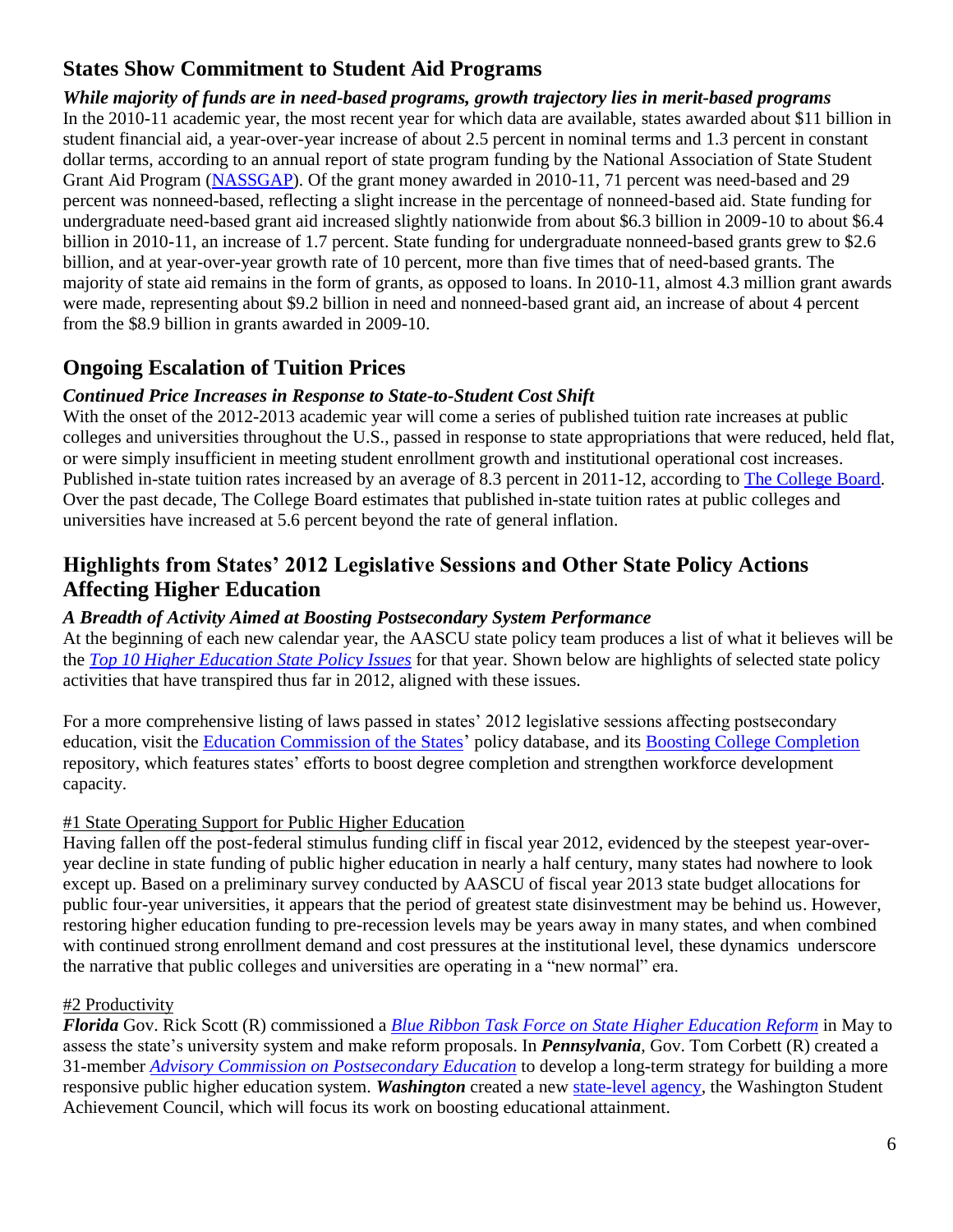## States Show Commitment to Student Aid Programs

### *While majority of funds are in need-based programs, growth trajectory lies in merit-based programs*

In the 2010-11 academic year, the most recent year for which data are available, states awarded about $11 billion in student financial aid, a year-over-year increase of about 2.5 percent in nominal terms and 1.3 percent in constant dollar terms, according to an annual report of state program funding by the National Association of State Student Grant Aid Program (NASSGAP). Of the grant money awarded in 2010-11, 71 percent was need-based and 29 percent was nonneed-based, reflecting a slight increase in the percentage of nonneed-based aid. State funding for undergraduate need-based grant aid increased slightly nationwide from about $6.3 billion in 2009-10 to about $6.4 billion in 2010-11, an increase of 1.7 percent. State funding for undergraduate nonneed-based grants grew to $2.6 billion, and at year-over-year growth rate of 10 percent, more than five times that of need-based grants. The majority of state aid remains in the form of grants, as opposed to loans. In 2010-11, almost 4.3 million grant awards were made, representing about $9.2 billion in need and nonneed-based grant aid, an increase of about 4 percent from the $8.9 billion in grants awarded in 2009-10.

## Ongoing Escalation of Tuition Prices

### *Continued Price Increases in Response to State-to-Student Cost Shift*

With the onset of the 2012-2013 academic year will come a series of published tuition rate increases at public colleges and universities throughout the U.S., passed in response to state appropriations that were reduced, held flat, or were simply insufficient in meeting student enrollment growth and institutional operational cost increases. Published in-state tuition rates increased by an average of 8.3 percent in 2011-12, according to The College Board. Over the past decade, The College Board estimates that published in-state tuition rates at public colleges and universities have increased at 5.6 percent beyond the rate of general inflation.

## Highlights from States' 2012 Legislative Sessions and Other State Policy Actions Affecting Higher Education

### *A Breadth of Activity Aimed at Boosting Postsecondary System Performance*

At the beginning of each new calendar year, the AASCU state policy team produces a list of what it believes will be the *Top 10 Higher Education State Policy Issues* for that year. Shown below are highlights of selected state policy activities that have transpired thus far in 2012, aligned with these issues.

For a more comprehensive listing of laws passed in states' 2012 legislative sessions affecting postsecondary education, visit the Education Commission of the States' policy database, and its Boosting College Completion repository, which features states' efforts to boost degree completion and strengthen workforce development capacity.

#1 State Operating Support for Public Higher Education

Having fallen off the post-federal stimulus funding cliff in fiscal year 2012, evidenced by the steepest year-over-year decline in state funding of public higher education in nearly a half century, many states had nowhere to look except up. Based on a preliminary survey conducted by AASCU of fiscal year 2013 state budget allocations for public four-year universities, it appears that the period of greatest state disinvestment may be behind us. However, restoring higher education funding to pre-recession levels may be years away in many states, and when combined with continued strong enrollment demand and cost pressures at the institutional level, these dynamics underscore the narrative that public colleges and universities are operating in a "new normal" era.

#2 Productivity

***Florida*** Gov. Rick Scott (R) commissioned a *Blue Ribbon Task Force on State Higher Education Reform* in May to assess the state's university system and make reform proposals. In ***Pennsylvania***, Gov. Tom Corbett (R) created a 31-member *Advisory Commission on Postsecondary Education* to develop a long-term strategy for building a more responsive public higher education system. ***Washington*** created a new state-level agency, the Washington Student Achievement Council, which will focus its work on boosting educational attainment.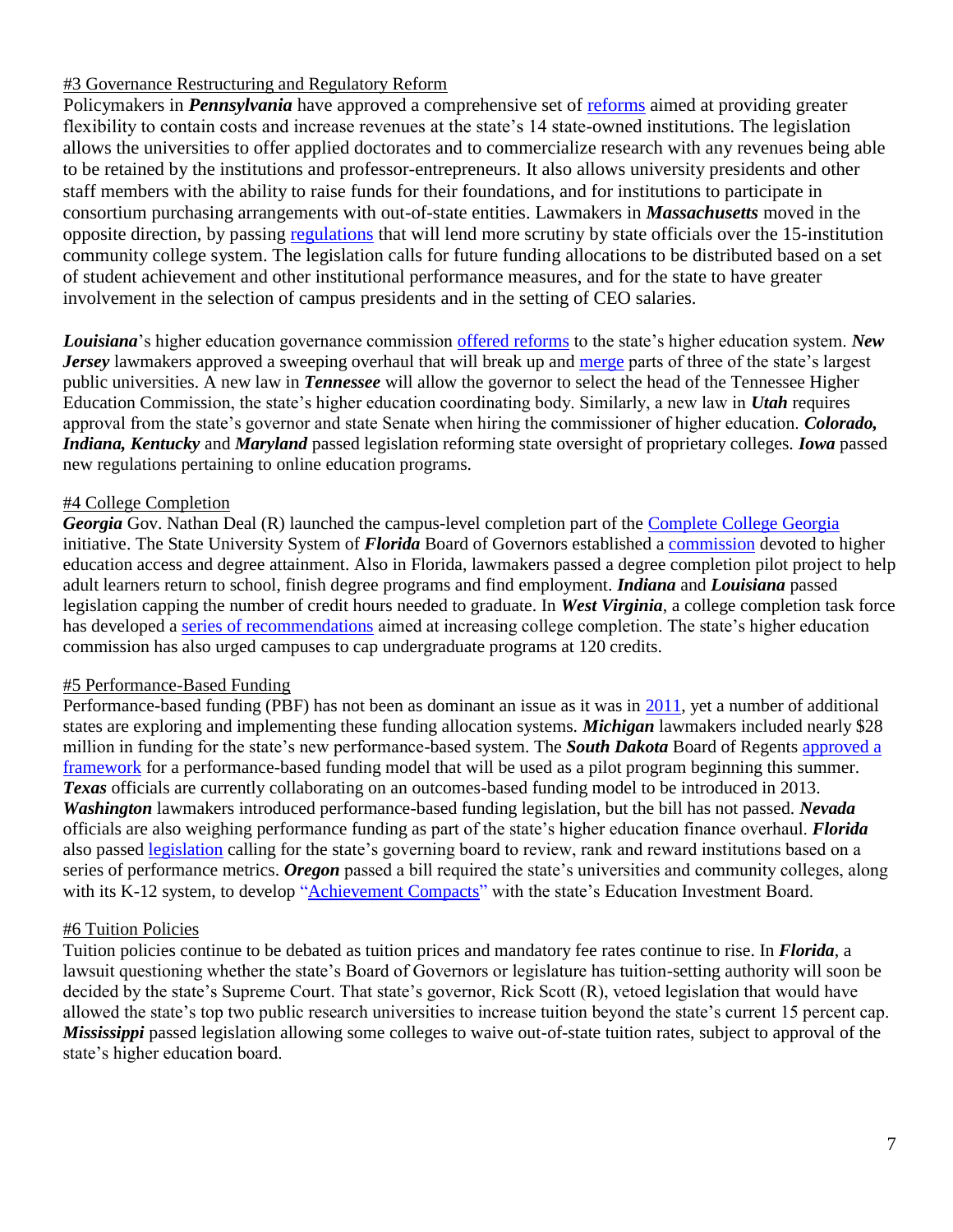#3 Governance Restructuring and Regulatory Reform

Policymakers in ***Pennsylvania*** have approved a comprehensive set of reforms aimed at providing greater flexibility to contain costs and increase revenues at the state's 14 state-owned institutions. The legislation allows the universities to offer applied doctorates and to commercialize research with any revenues being able to be retained by the institutions and professor-entrepreneurs. It also allows university presidents and other staff members with the ability to raise funds for their foundations, and for institutions to participate in consortium purchasing arrangements with out-of-state entities. Lawmakers in ***Massachusetts*** moved in the opposite direction, by passing regulations that will lend more scrutiny by state officials over the 15-institution community college system. The legislation calls for future funding allocations to be distributed based on a set of student achievement and other institutional performance measures, and for the state to have greater involvement in the selection of campus presidents and in the setting of CEO salaries.

***Louisiana***'s higher education governance commission offered reforms to the state's higher education system. ***New Jersey*** lawmakers approved a sweeping overhaul that will break up and merge parts of three of the state's largest public universities. A new law in ***Tennessee*** will allow the governor to select the head of the Tennessee Higher Education Commission, the state's higher education coordinating body. Similarly, a new law in ***Utah*** requires approval from the state's governor and state Senate when hiring the commissioner of higher education. ***Colorado, Indiana, Kentucky*** and ***Maryland*** passed legislation reforming state oversight of proprietary colleges. ***Iowa*** passed new regulations pertaining to online education programs.

#4 College Completion

***Georgia*** Gov. Nathan Deal (R) launched the campus-level completion part of the Complete College Georgia initiative. The State University System of ***Florida*** Board of Governors established a commission devoted to higher education access and degree attainment. Also in Florida, lawmakers passed a degree completion pilot project to help adult learners return to school, finish degree programs and find employment. ***Indiana*** and ***Louisiana*** passed legislation capping the number of credit hours needed to graduate. In ***West Virginia***, a college completion task force has developed a series of recommendations aimed at increasing college completion. The state's higher education commission has also urged campuses to cap undergraduate programs at 120 credits.

#5 Performance-Based Funding

Performance-based funding (PBF) has not been as dominant an issue as it was in 2011, yet a number of additional states are exploring and implementing these funding allocation systems. ***Michigan*** lawmakers included nearly $28 million in funding for the state's new performance-based system. The ***South Dakota*** Board of Regents approved a framework for a performance-based funding model that will be used as a pilot program beginning this summer. ***Texas*** officials are currently collaborating on an outcomes-based funding model to be introduced in 2013. ***Washington*** lawmakers introduced performance-based funding legislation, but the bill has not passed. ***Nevada*** officials are also weighing performance funding as part of the state's higher education finance overhaul. ***Florida*** also passed legislation calling for the state's governing board to review, rank and reward institutions based on a series of performance metrics. ***Oregon*** passed a bill required the state's universities and community colleges, along with its K-12 system, to develop "Achievement Compacts" with the state's Education Investment Board.

#6 Tuition Policies

Tuition policies continue to be debated as tuition prices and mandatory fee rates continue to rise. In ***Florida***, a lawsuit questioning whether the state's Board of Governors or legislature has tuition-setting authority will soon be decided by the state's Supreme Court. That state's governor, Rick Scott (R), vetoed legislation that would have allowed the state's top two public research universities to increase tuition beyond the state's current 15 percent cap. ***Mississippi*** passed legislation allowing some colleges to waive out-of-state tuition rates, subject to approval of the state's higher education board.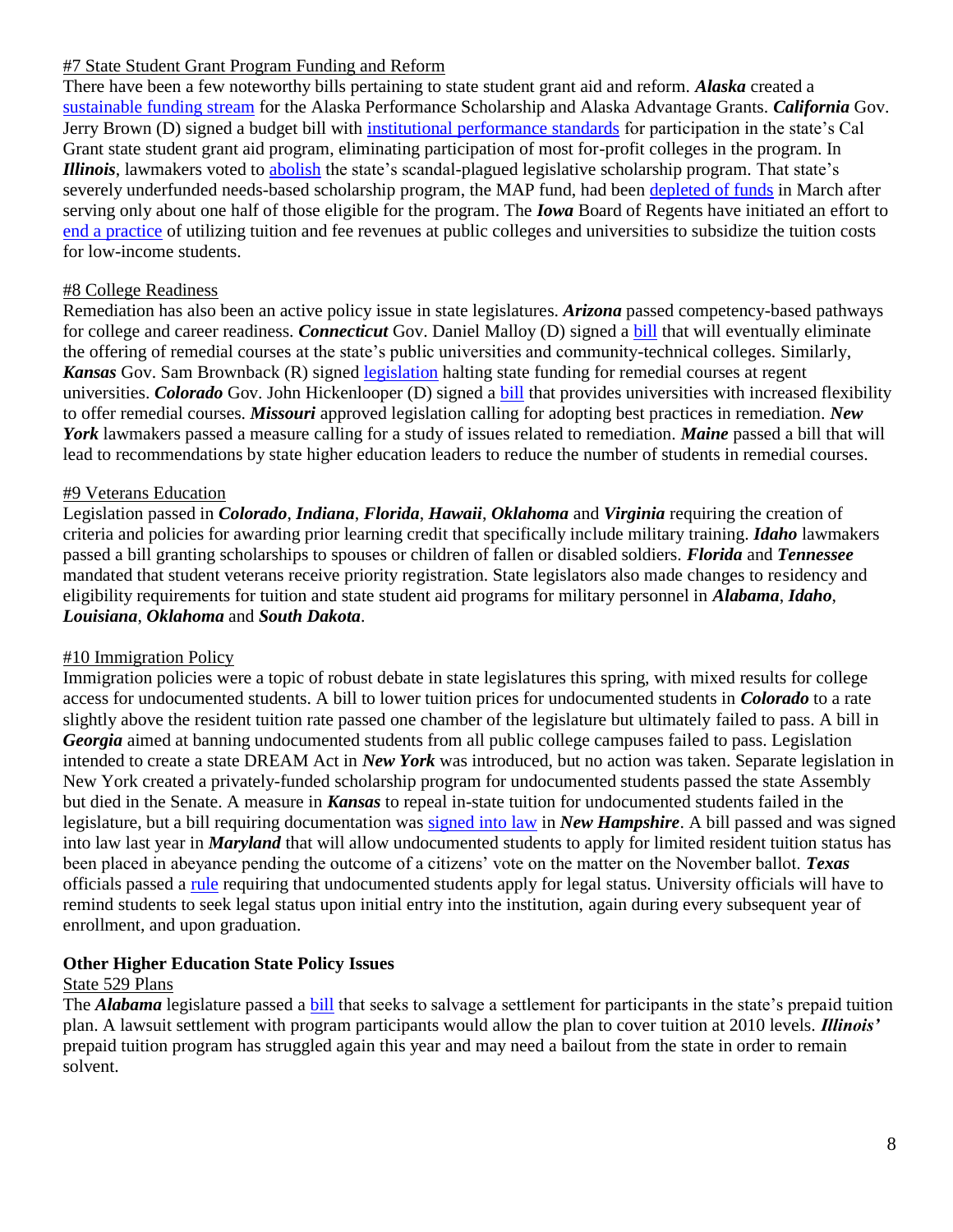#7 State Student Grant Program Funding and Reform

There have been a few noteworthy bills pertaining to state student grant aid and reform. ***Alaska*** created a sustainable funding stream for the Alaska Performance Scholarship and Alaska Advantage Grants. ***California*** Gov. Jerry Brown (D) signed a budget bill with institutional performance standards for participation in the state's Cal Grant state student grant aid program, eliminating participation of most for-profit colleges in the program. In ***Illinois***, lawmakers voted to abolish the state's scandal-plagued legislative scholarship program. That state's severely underfunded needs-based scholarship program, the MAP fund, had been depleted of funds in March after serving only about one half of those eligible for the program. The ***Iowa*** Board of Regents have initiated an effort to end a practice of utilizing tuition and fee revenues at public colleges and universities to subsidize the tuition costs for low-income students.

#8 College Readiness

Remediation has also been an active policy issue in state legislatures. ***Arizona*** passed competency-based pathways for college and career readiness. ***Connecticut*** Gov. Daniel Malloy (D) signed a bill that will eventually eliminate the offering of remedial courses at the state's public universities and community-technical colleges. Similarly, ***Kansas*** Gov. Sam Brownback (R) signed legislation halting state funding for remedial courses at regent universities. ***Colorado*** Gov. John Hickenlooper (D) signed a bill that provides universities with increased flexibility to offer remedial courses. ***Missouri*** approved legislation calling for adopting best practices in remediation. ***New York*** lawmakers passed a measure calling for a study of issues related to remediation. ***Maine*** passed a bill that will lead to recommendations by state higher education leaders to reduce the number of students in remedial courses.

#9 Veterans Education

Legislation passed in ***Colorado***, ***Indiana***, ***Florida***, ***Hawaii***, ***Oklahoma*** and ***Virginia*** requiring the creation of criteria and policies for awarding prior learning credit that specifically include military training. ***Idaho*** lawmakers passed a bill granting scholarships to spouses or children of fallen or disabled soldiers. ***Florida*** and ***Tennessee*** mandated that student veterans receive priority registration. State legislators also made changes to residency and eligibility requirements for tuition and state student aid programs for military personnel in ***Alabama***, ***Idaho***, ***Louisiana***, ***Oklahoma*** and ***South Dakota***.

#10 Immigration Policy

Immigration policies were a topic of robust debate in state legislatures this spring, with mixed results for college access for undocumented students. A bill to lower tuition prices for undocumented students in ***Colorado*** to a rate slightly above the resident tuition rate passed one chamber of the legislature but ultimately failed to pass. A bill in ***Georgia*** aimed at banning undocumented students from all public college campuses failed to pass. Legislation intended to create a state DREAM Act in ***New York*** was introduced, but no action was taken. Separate legislation in New York created a privately-funded scholarship program for undocumented students passed the state Assembly but died in the Senate. A measure in ***Kansas*** to repeal in-state tuition for undocumented students failed in the legislature, but a bill requiring documentation was signed into law in ***New Hampshire***. A bill passed and was signed into law last year in ***Maryland*** that will allow undocumented students to apply for limited resident tuition status has been placed in abeyance pending the outcome of a citizens' vote on the matter on the November ballot. ***Texas*** officials passed a rule requiring that undocumented students apply for legal status. University officials will have to remind students to seek legal status upon initial entry into the institution, again during every subsequent year of enrollment, and upon graduation.

**Other Higher Education State Policy Issues**

State 529 Plans

The ***Alabama*** legislature passed a bill that seeks to salvage a settlement for participants in the state's prepaid tuition plan. A lawsuit settlement with program participants would allow the plan to cover tuition at 2010 levels. ***Illinois'*** prepaid tuition program has struggled again this year and may need a bailout from the state in order to remain solvent.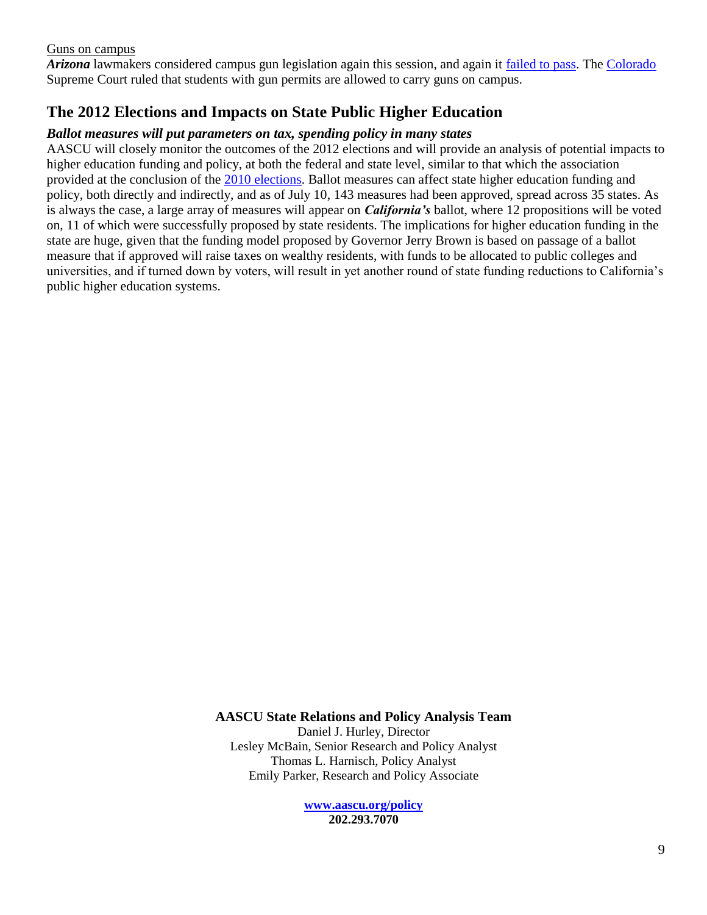Guns on campus

***Arizona*** lawmakers considered campus gun legislation again this session, and again it failed to pass. The Colorado Supreme Court ruled that students with gun permits are allowed to carry guns on campus.

## The 2012 Elections and Impacts on State Public Higher Education

### *Ballot measures will put parameters on tax, spending policy in many states*

AASCU will closely monitor the outcomes of the 2012 elections and will provide an analysis of potential impacts to higher education funding and policy, at both the federal and state level, similar to that which the association provided at the conclusion of the 2010 elections. Ballot measures can affect state higher education funding and policy, both directly and indirectly, and as of July 10, 143 measures had been approved, spread across 35 states. As is always the case, a large array of measures will appear on ***California's*** ballot, where 12 propositions will be voted on, 11 of which were successfully proposed by state residents. The implications for higher education funding in the state are huge, given that the funding model proposed by Governor Jerry Brown is based on passage of a ballot measure that if approved will raise taxes on wealthy residents, with funds to be allocated to public colleges and universities, and if turned down by voters, will result in yet another round of state funding reductions to California's public higher education systems.

**AASCU State Relations and Policy Analysis Team**

Daniel J. Hurley, Director
Lesley McBain, Senior Research and Policy Analyst
Thomas L. Harnisch, Policy Analyst
Emily Parker, Research and Policy Associate

**www.aascu.org/policy**
**202.293.7070**